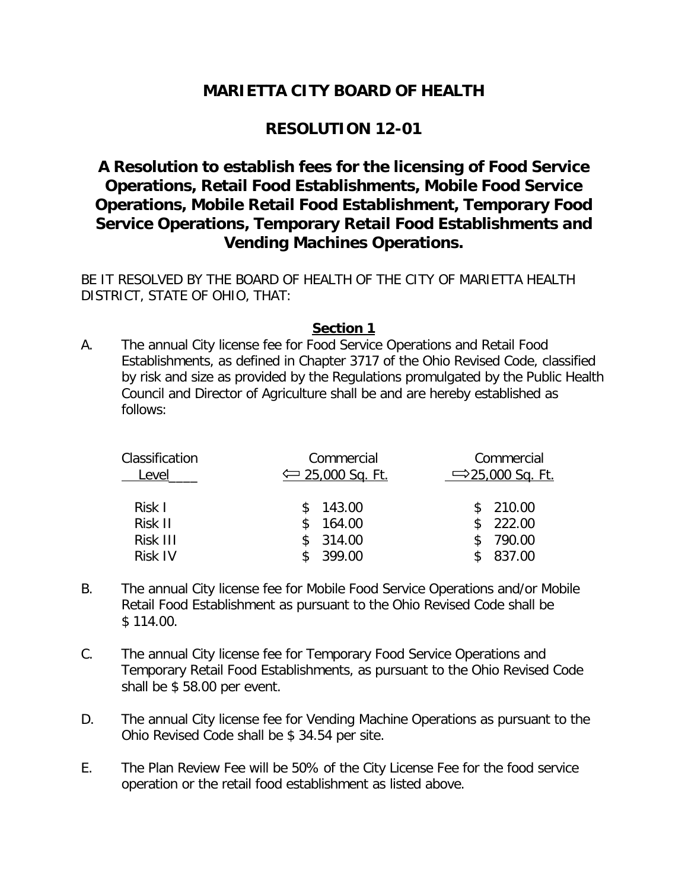# MARIETTA CITY BOARD OF HEALTH

## RESOLUTION 12-01

### A Resolution to establish fees for the licensing of Food Service Operations, Retail Food Establishments, Mobile Food Service Operations, Mobile Retail Food Establishment, Temporary Food Service Operations, Temporary Retail Food Establishments and Vending Machines Operations.

BE IT RESOLVED BY THE BOARD OF HEALTH OF THE CITY OF MARIETTA HEALTH DISTRICT, STATE OF OHIO, THAT:

**Section 1**

A. The annual City license fee for Food Service Operations and Retail Food Establishments, as defined in Chapter 3717 of the Ohio Revised Code, classified by risk and size as provided by the Regulations promulgated by the Public Health Council and Director of Agriculture shall be and are hereby established as follows:

| Classification Level | Commercial ⇐ 25,000 Sq. Ft. | Commercial ⇒25,000 Sq. Ft. |
|---|---|---|
| Risk I | $ 143.00 | $ 210.00 |
| Risk II | $ 164.00 | $ 222.00 |
| Risk III | $ 314.00 | $ 790.00 |
| Risk IV | $ 399.00 | $ 837.00 |

B. The annual City license fee for Mobile Food Service Operations and/or Mobile Retail Food Establishment as pursuant to the Ohio Revised Code shall be $ 114.00.

C. The annual City license fee for Temporary Food Service Operations and Temporary Retail Food Establishments, as pursuant to the Ohio Revised Code shall be $ 58.00 per event.

D. The annual City license fee for Vending Machine Operations as pursuant to the Ohio Revised Code shall be $ 34.54 per site.

E. The Plan Review Fee will be 50% of the City License Fee for the food service operation or the retail food establishment as listed above.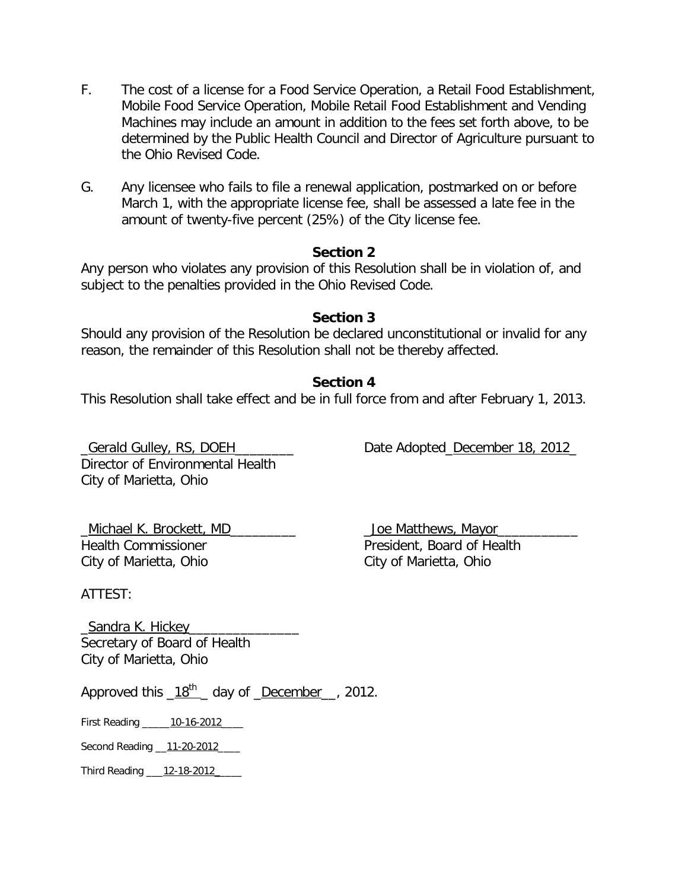F. The cost of a license for a Food Service Operation, a Retail Food Establishment, Mobile Food Service Operation, Mobile Retail Food Establishment and Vending Machines may include an amount in addition to the fees set forth above, to be determined by the Public Health Council and Director of Agriculture pursuant to the Ohio Revised Code.

G. Any licensee who fails to file a renewal application, postmarked on or before March 1, with the appropriate license fee, shall be assessed a late fee in the amount of twenty-five percent (25%) of the City license fee.

**Section 2**

Any person who violates any provision of this Resolution shall be in violation of, and subject to the penalties provided in the Ohio Revised Code.

**Section 3**

Should any provision of the Resolution be declared unconstitutional or invalid for any reason, the remainder of this Resolution shall not be thereby affected.

**Section 4**

This Resolution shall take effect and be in full force from and after February 1, 2013.

_Gerald Gulley, RS, DOEH________
Director of Environmental Health
City of Marietta, Ohio

Date Adopted_December 18, 2012_

_Michael K. Brockett, MD_________
Health Commissioner
City of Marietta, Ohio

_Joe Matthews, Mayor___________
President, Board of Health
City of Marietta, Ohio

ATTEST:

_Sandra K. Hickey________________
Secretary of Board of Health
City of Marietta, Ohio

Approved this _18th_ day of _December__, 2012.

First Reading _____10-16-2012____

Second Reading __11-20-2012____

Third Reading ___12-18-2012_____